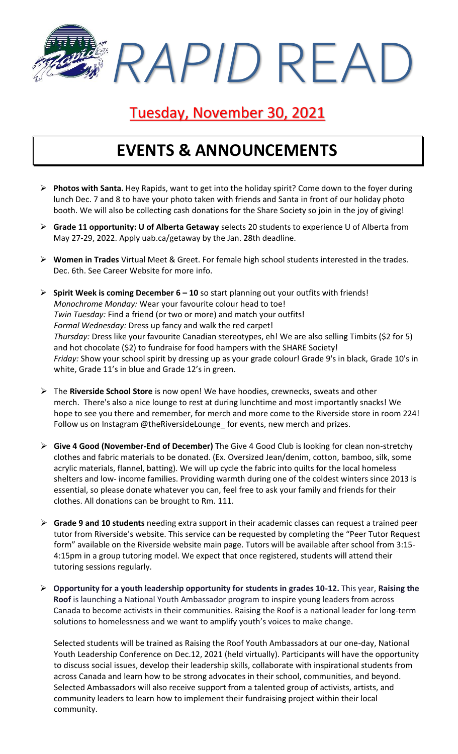# *RAPID* READ

## Tuesday, November 30, 2021

## EVENTS & ANNOUNCEMENTS

- **Photos with Santa.** Hey Rapids, want to get into the holiday spirit? Come down to the foyer during lunch Dec. 7 and 8 to have your photo taken with friends and Santa in front of our holiday photo booth. We will also be collecting cash donations for the Share Society so join in the joy of giving!

- **Grade 11 opportunity: U of Alberta Getaway** selects 20 students to experience U of Alberta from May 27-29, 2022. Apply uab.ca/getaway by the Jan. 28th deadline.

- **Women in Trades** Virtual Meet & Greet. For female high school students interested in the trades. Dec. 6th. See Career Website for more info.

- **Spirit Week is coming December 6 – 10** so start planning out your outfits with friends!
  *Monochrome Monday:* Wear your favourite colour head to toe!
  *Twin Tuesday:* Find a friend (or two or more) and match your outfits!
  *Formal Wednesday:* Dress up fancy and walk the red carpet!
  *Thursday:* Dress like your favourite Canadian stereotypes, eh! We are also selling Timbits ($2 for 5) and hot chocolate ($2) to fundraise for food hampers with the SHARE Society!
  *Friday:* Show your school spirit by dressing up as your grade colour! Grade 9's in black, Grade 10's in white, Grade 11's in blue and Grade 12's in green.

- The **Riverside School Store** is now open! We have hoodies, crewnecks, sweats and other merch. There's also a nice lounge to rest at during lunchtime and most importantly snacks! We hope to see you there and remember, for merch and more come to the Riverside store in room 224! Follow us on Instagram @theRiversideLounge_ for events, new merch and prizes.

- **Give 4 Good (November-End of December)** The Give 4 Good Club is looking for clean non-stretchy clothes and fabric materials to be donated. (Ex. Oversized Jean/denim, cotton, bamboo, silk, some acrylic materials, flannel, batting). We will up cycle the fabric into quilts for the local homeless shelters and low- income families. Providing warmth during one of the coldest winters since 2013 is essential, so please donate whatever you can, feel free to ask your family and friends for their clothes. All donations can be brought to Rm. 111.

- **Grade 9 and 10 students** needing extra support in their academic classes can request a trained peer tutor from Riverside's website. This service can be requested by completing the "Peer Tutor Request form" available on the Riverside website main page. Tutors will be available after school from 3:15-4:15pm in a group tutoring model. We expect that once registered, students will attend their tutoring sessions regularly.

- **Opportunity for a youth leadership opportunity for students in grades 10-12.** This year, **Raising the Roof** is launching a National Youth Ambassador program to inspire young leaders from across Canada to become activists in their communities. Raising the Roof is a national leader for long-term solutions to homelessness and we want to amplify youth's voices to make change.

  Selected students will be trained as Raising the Roof Youth Ambassadors at our one-day, National Youth Leadership Conference on Dec.12, 2021 (held virtually). Participants will have the opportunity to discuss social issues, develop their leadership skills, collaborate with inspirational students from across Canada and learn how to be strong advocates in their school, communities, and beyond. Selected Ambassadors will also receive support from a talented group of activists, artists, and community leaders to learn how to implement their fundraising project within their local community.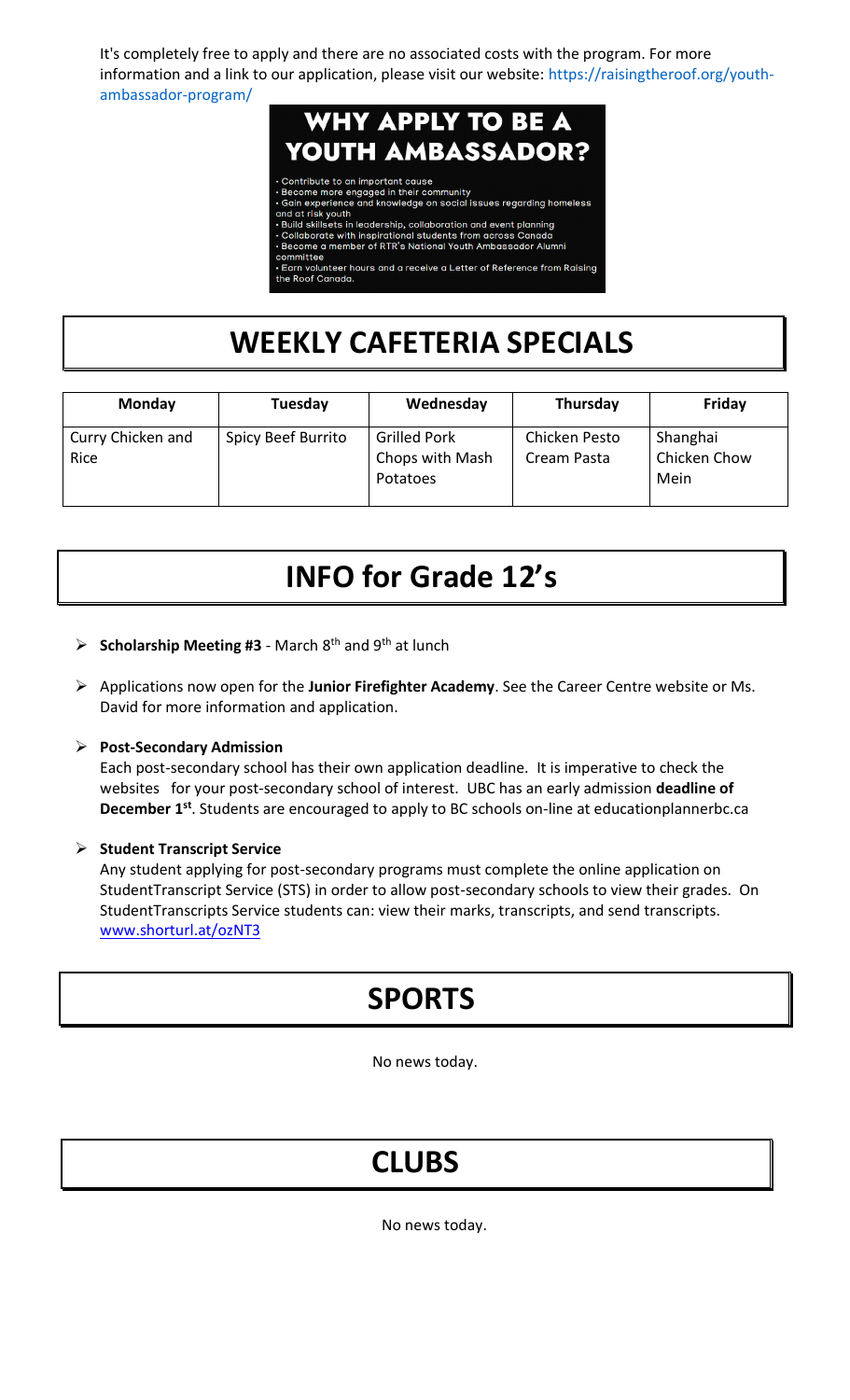It's completely free to apply and there are no associated costs with the program. For more information and a link to our application, please visit our website: https://raisingtheroof.org/youth-ambassador-program/

**WHY APPLY TO BE A YOUTH AMBASSADOR?**

- Contribute to an important cause
- Become more engaged in their community
- Gain experience and knowledge on social issues regarding homeless and at risk youth
- Build skillsets in leadership, collaboration and event planning
- Collaborate with inspirational students from across Canada
- Become a member of RTR's National Youth Ambassador Alumni committee
- Earn volunteer hours and a receive a Letter of Reference from Raising the Roof Canada.

# WEEKLY CAFETERIA SPECIALS

| Monday | Tuesday | Wednesday | Thursday | Friday |
|---|---|---|---|---|
| Curry Chicken and Rice | Spicy Beef Burrito | Grilled Pork Chops with Mash Potatoes | Chicken Pesto Cream Pasta | Shanghai Chicken Chow Mein |

# INFO for Grade 12's

- **Scholarship Meeting #3** - March 8th and 9th at lunch
- Applications now open for the **Junior Firefighter Academy**. See the Career Centre website or Ms. David for more information and application.
- **Post-Secondary Admission**

  Each post-secondary school has their own application deadline. It is imperative to check the websites for your post-secondary school of interest. UBC has an early admission **deadline of December 1st**. Students are encouraged to apply to BC schools on-line at educationplannerbc.ca

- **Student Transcript Service**

  Any student applying for post-secondary programs must complete the online application on StudentTranscript Service (STS) in order to allow post-secondary schools to view their grades. On StudentTranscripts Service students can: view their marks, transcripts, and send transcripts. www.shorturl.at/ozNT3

# SPORTS

No news today.

# CLUBS

No news today.